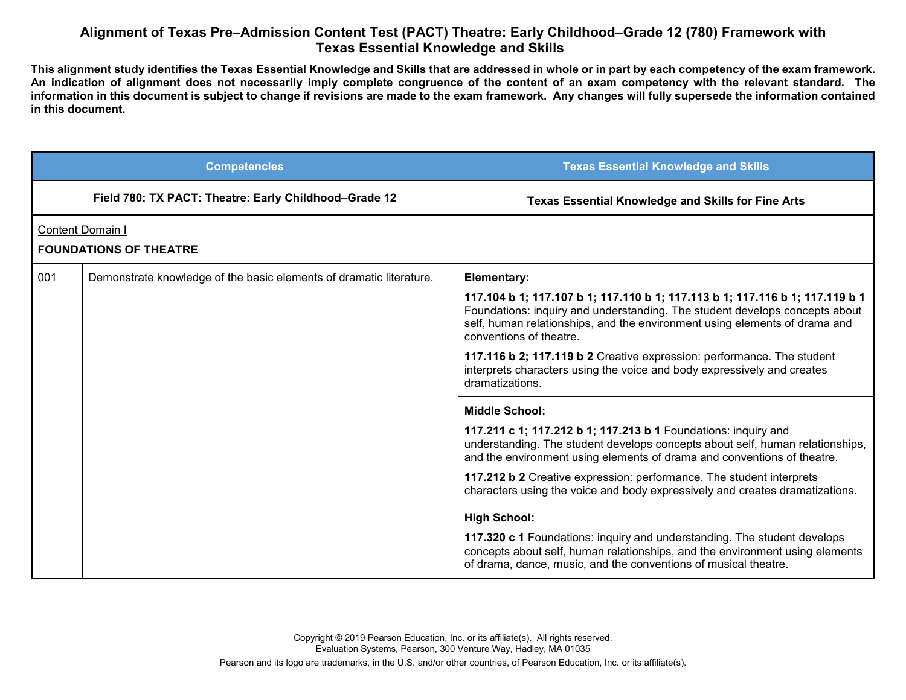# Alignment of Texas Pre–Admission Content Test (PACT) Theatre: Early Childhood–Grade 12 (780) Framework with Texas Essential Knowledge and Skills

**This alignment study identifies the Texas Essential Knowledge and Skills that are addressed in whole or in part by each competency of the exam framework. An indication of alignment does not necessarily imply complete congruence of the content of an exam competency with the relevant standard. The information in this document is subject to change if revisions are made to the exam framework. Any changes will fully supersede the information contained in this document.**

| Competencies | | Texas Essential Knowledge and Skills |
|---|---|---|
| **Field 780: TX PACT: Theatre: Early Childhood–Grade 12** | | **Texas Essential Knowledge and Skills for Fine Arts** |
| Content Domain I<br>**FOUNDATIONS OF THEATRE** | | |
| 001 | Demonstrate knowledge of the basic elements of dramatic literature. | **Elementary:**<br>**117.104 b 1; 117.107 b 1; 117.110 b 1; 117.113 b 1; 117.116 b 1; 117.119 b 1** Foundations: inquiry and understanding. The student develops concepts about self, human relationships, and the environment using elements of drama and conventions of theatre.<br>**117.116 b 2; 117.119 b 2** Creative expression: performance. The student interprets characters using the voice and body expressively and creates dramatizations. |
| | | **Middle School:**<br>**117.211 c 1; 117.212 b 1; 117.213 b 1** Foundations: inquiry and understanding. The student develops concepts about self, human relationships, and the environment using elements of drama and conventions of theatre.<br>**117.212 b 2** Creative expression: performance. The student interprets characters using the voice and body expressively and creates dramatizations. |
| | | **High School:**<br>**117.320 c 1** Foundations: inquiry and understanding. The student develops concepts about self, human relationships, and the environment using elements of drama, dance, music, and the conventions of musical theatre. |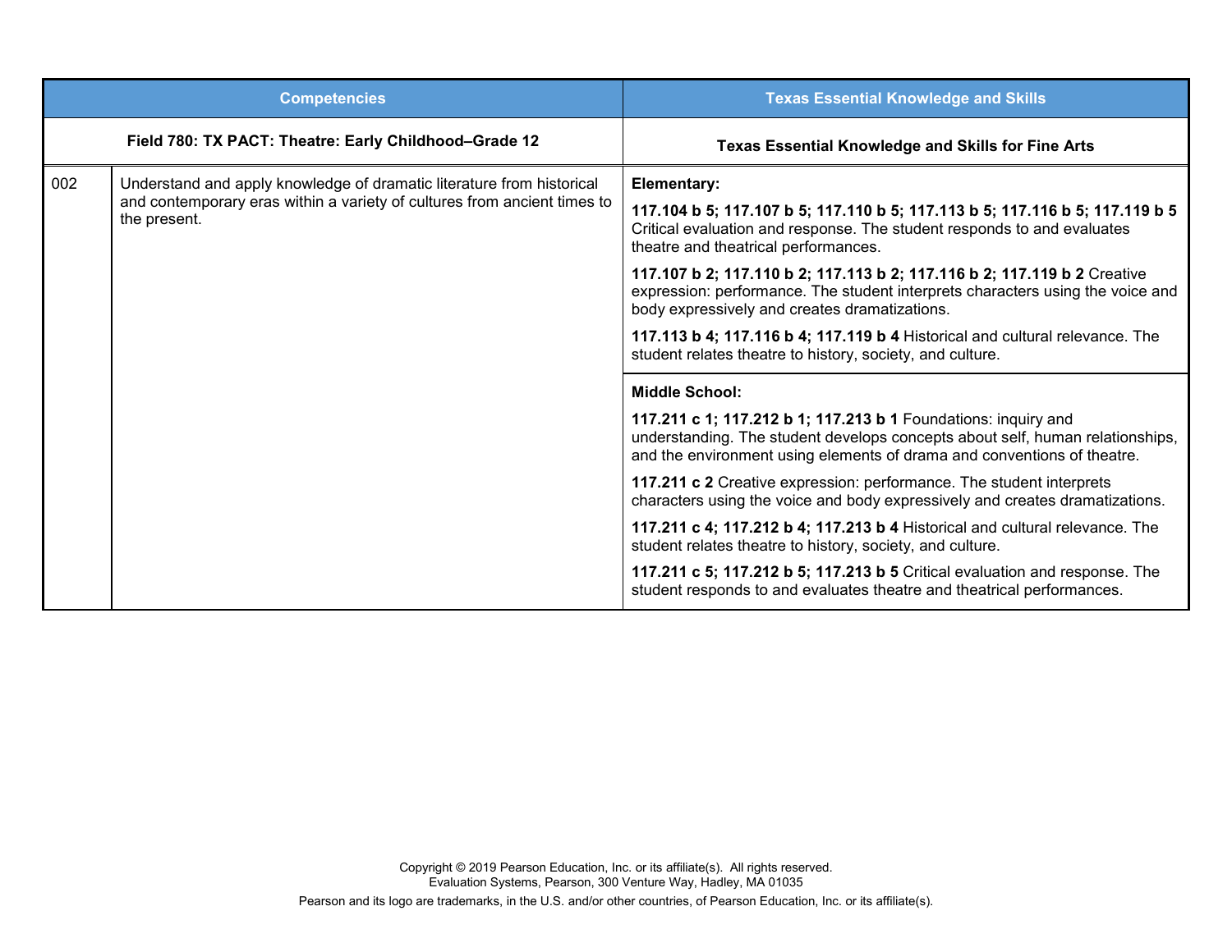| Competencies | | Texas Essential Knowledge and Skills |
| --- | --- | --- |
| **Field 780: TX PACT: Theatre: Early Childhood–Grade 12** | | **Texas Essential Knowledge and Skills for Fine Arts** |
| 002 | Understand and apply knowledge of dramatic literature from historical and contemporary eras within a variety of cultures from ancient times to the present. | **Elementary:**<br><br>**117.104 b 5; 117.107 b 5; 117.110 b 5; 117.113 b 5; 117.116 b 5; 117.119 b 5** Critical evaluation and response. The student responds to and evaluates theatre and theatrical performances.<br><br>**117.107 b 2; 117.110 b 2; 117.113 b 2; 117.116 b 2; 117.119 b 2** Creative expression: performance. The student interprets characters using the voice and body expressively and creates dramatizations.<br><br>**117.113 b 4; 117.116 b 4; 117.119 b 4** Historical and cultural relevance. The student relates theatre to history, society, and culture. |
| | | **Middle School:**<br><br>**117.211 c 1; 117.212 b 1; 117.213 b 1** Foundations: inquiry and understanding. The student develops concepts about self, human relationships, and the environment using elements of drama and conventions of theatre.<br><br>**117.211 c 2** Creative expression: performance. The student interprets characters using the voice and body expressively and creates dramatizations.<br><br>**117.211 c 4; 117.212 b 4; 117.213 b 4** Historical and cultural relevance. The student relates theatre to history, society, and culture.<br><br>**117.211 c 5; 117.212 b 5; 117.213 b 5** Critical evaluation and response. The student responds to and evaluates theatre and theatrical performances. |

Copyright © 2019 Pearson Education, Inc. or its affiliate(s). All rights reserved.
Evaluation Systems, Pearson, 300 Venture Way, Hadley, MA 01035

Pearson and its logo are trademarks, in the U.S. and/or other countries, of Pearson Education, Inc. or its affiliate(s).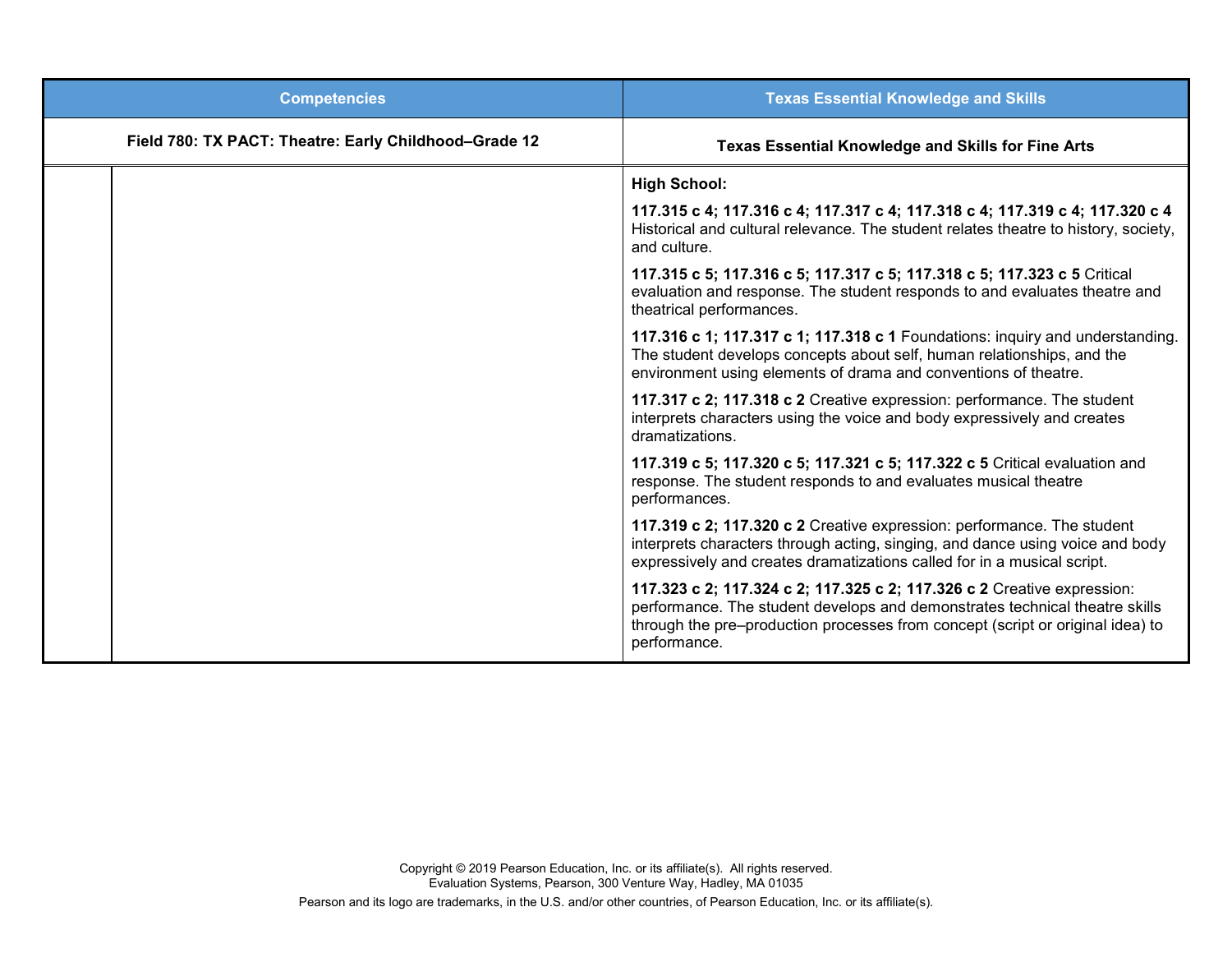| Competencies | | Texas Essential Knowledge and Skills |
|---|---|---|
| **Field 780: TX PACT: Theatre: Early Childhood–Grade 12** | | **Texas Essential Knowledge and Skills for Fine Arts** |
| | | **High School:**<br><br>**117.315 c 4; 117.316 c 4; 117.317 c 4; 117.318 c 4; 117.319 c 4; 117.320 c 4** Historical and cultural relevance. The student relates theatre to history, society, and culture.<br><br>**117.315 c 5; 117.316 c 5; 117.317 c 5; 117.318 c 5; 117.323 c 5** Critical evaluation and response. The student responds to and evaluates theatre and theatrical performances.<br><br>**117.316 c 1; 117.317 c 1; 117.318 c 1** Foundations: inquiry and understanding. The student develops concepts about self, human relationships, and the environment using elements of drama and conventions of theatre.<br><br>**117.317 c 2; 117.318 c 2** Creative expression: performance. The student interprets characters using the voice and body expressively and creates dramatizations.<br><br>**117.319 c 5; 117.320 c 5; 117.321 c 5; 117.322 c 5** Critical evaluation and response. The student responds to and evaluates musical theatre performances.<br><br>**117.319 c 2; 117.320 c 2** Creative expression: performance. The student interprets characters through acting, singing, and dance using voice and body expressively and creates dramatizations called for in a musical script.<br><br>**117.323 c 2; 117.324 c 2; 117.325 c 2; 117.326 c 2** Creative expression: performance. The student develops and demonstrates technical theatre skills through the pre–production processes from concept (script or original idea) to performance. |

Copyright © 2019 Pearson Education, Inc. or its affiliate(s). All rights reserved.
Evaluation Systems, Pearson, 300 Venture Way, Hadley, MA 01035

Pearson and its logo are trademarks, in the U.S. and/or other countries, of Pearson Education, Inc. or its affiliate(s).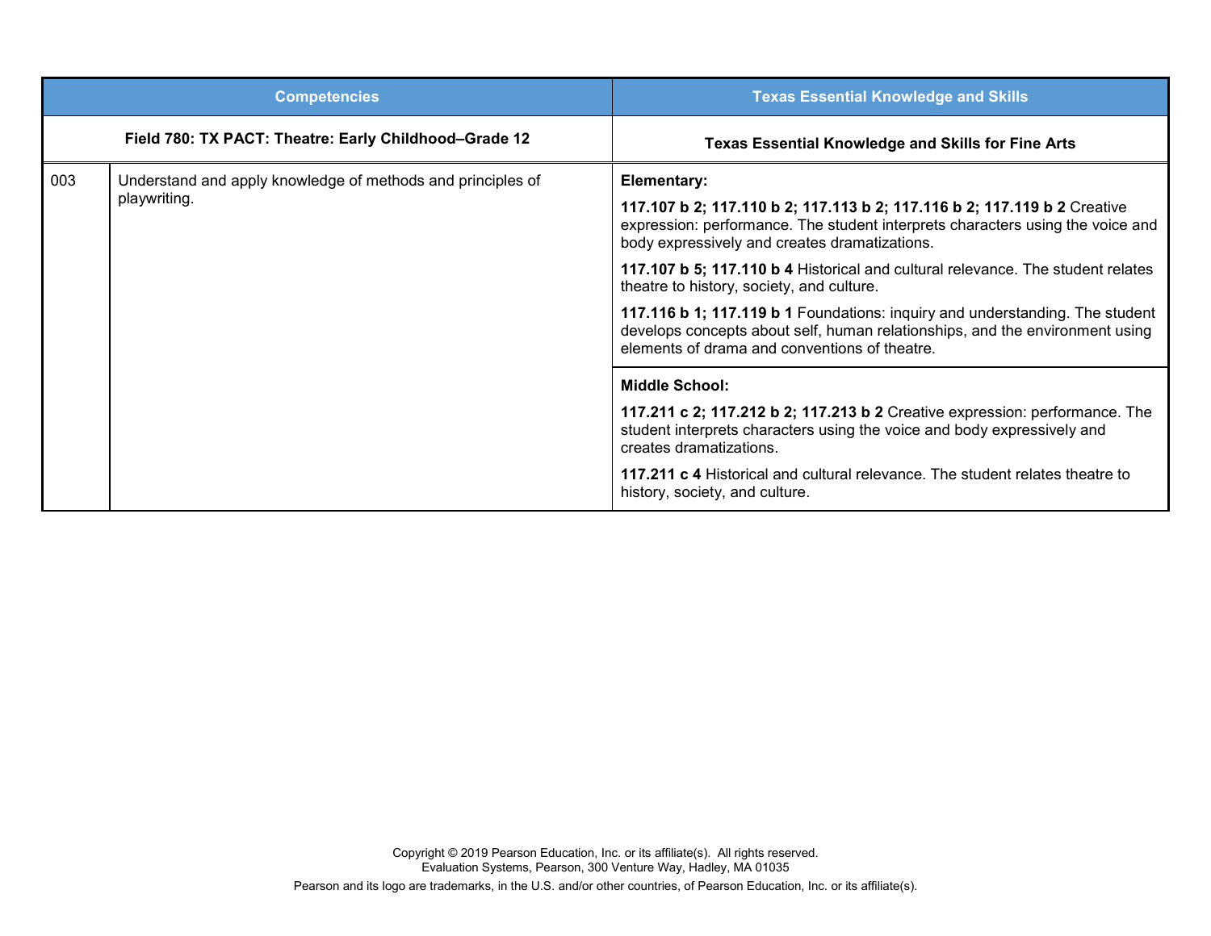| Competencies | | Texas Essential Knowledge and Skills |
|---|---|---|
| **Field 780: TX PACT: Theatre: Early Childhood–Grade 12** | | **Texas Essential Knowledge and Skills for Fine Arts** |
| 003 | Understand and apply knowledge of methods and principles of playwriting. | **Elementary:**<br><br>**117.107 b 2; 117.110 b 2; 117.113 b 2; 117.116 b 2; 117.119 b 2** Creative expression: performance. The student interprets characters using the voice and body expressively and creates dramatizations.<br><br>**117.107 b 5; 117.110 b 4** Historical and cultural relevance. The student relates theatre to history, society, and culture.<br><br>**117.116 b 1; 117.119 b 1** Foundations: inquiry and understanding. The student develops concepts about self, human relationships, and the environment using elements of drama and conventions of theatre. |
| | | **Middle School:**<br><br>**117.211 c 2; 117.212 b 2; 117.213 b 2** Creative expression: performance. The student interprets characters using the voice and body expressively and creates dramatizations.<br><br>**117.211 c 4** Historical and cultural relevance. The student relates theatre to history, society, and culture. |

Copyright © 2019 Pearson Education, Inc. or its affiliate(s). All rights reserved.
Evaluation Systems, Pearson, 300 Venture Way, Hadley, MA 01035

Pearson and its logo are trademarks, in the U.S. and/or other countries, of Pearson Education, Inc. or its affiliate(s).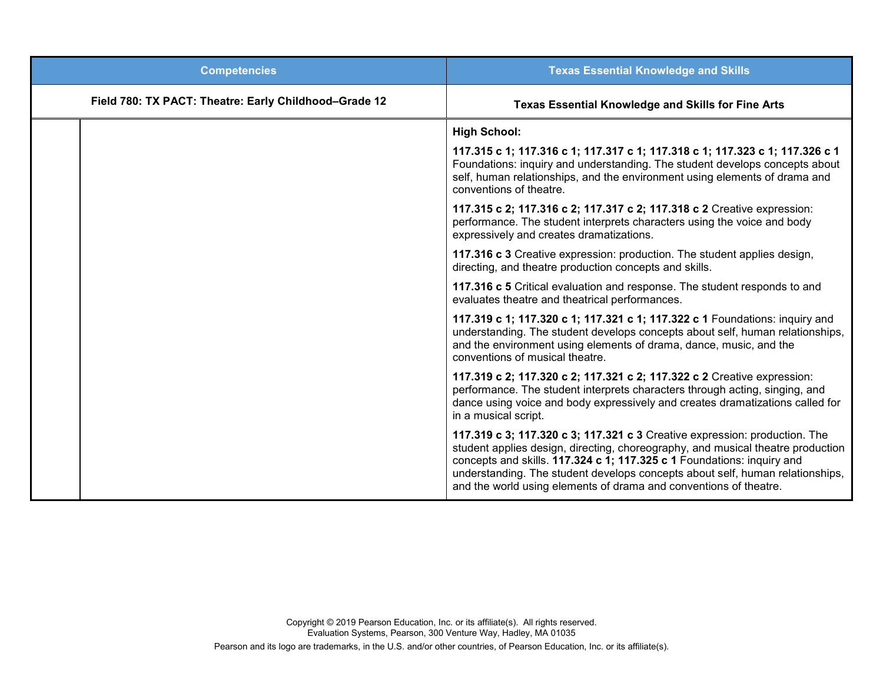| Competencies | | Texas Essential Knowledge and Skills |
|---|---|---|
| **Field 780: TX PACT: Theatre: Early Childhood–Grade 12** | | **Texas Essential Knowledge and Skills for Fine Arts** |
| | | **High School:**<br><br>**117.315 c 1; 117.316 c 1; 117.317 c 1; 117.318 c 1; 117.323 c 1; 117.326 c 1** Foundations: inquiry and understanding. The student develops concepts about self, human relationships, and the environment using elements of drama and conventions of theatre.<br><br>**117.315 c 2; 117.316 c 2; 117.317 c 2; 117.318 c 2** Creative expression: performance. The student interprets characters using the voice and body expressively and creates dramatizations.<br><br>**117.316 c 3** Creative expression: production. The student applies design, directing, and theatre production concepts and skills.<br><br>**117.316 c 5** Critical evaluation and response. The student responds to and evaluates theatre and theatrical performances.<br><br>**117.319 c 1; 117.320 c 1; 117.321 c 1; 117.322 c 1** Foundations: inquiry and understanding. The student develops concepts about self, human relationships, and the environment using elements of drama, dance, music, and the conventions of musical theatre.<br><br>**117.319 c 2; 117.320 c 2; 117.321 c 2; 117.322 c 2** Creative expression: performance. The student interprets characters through acting, singing, and dance using voice and body expressively and creates dramatizations called for in a musical script.<br><br>**117.319 c 3; 117.320 c 3; 117.321 c 3** Creative expression: production. The student applies design, directing, choreography, and musical theatre production concepts and skills. **117.324 c 1; 117.325 c 1** Foundations: inquiry and understanding. The student develops concepts about self, human relationships, and the world using elements of drama and conventions of theatre. |

Copyright © 2019 Pearson Education, Inc. or its affiliate(s). All rights reserved.
Evaluation Systems, Pearson, 300 Venture Way, Hadley, MA 01035

Pearson and its logo are trademarks, in the U.S. and/or other countries, of Pearson Education, Inc. or its affiliate(s).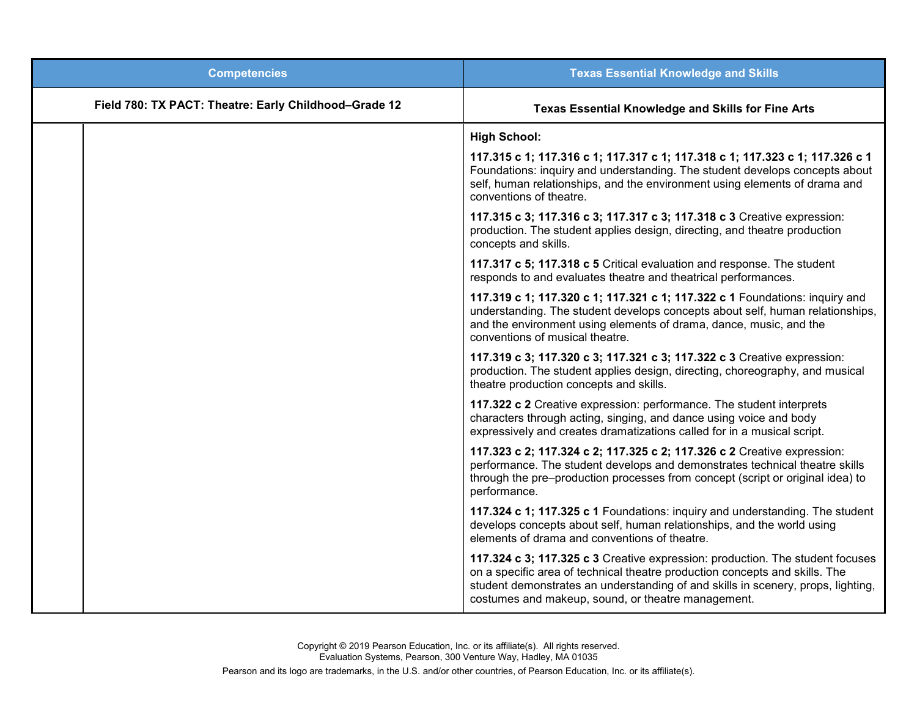| Competencies | | Texas Essential Knowledge and Skills |
|---|---|---|
| **Field 780: TX PACT: Theatre: Early Childhood–Grade 12** | | **Texas Essential Knowledge and Skills for Fine Arts** |
| | | **High School:**<br><br>**117.315 c 1; 117.316 c 1; 117.317 c 1; 117.318 c 1; 117.323 c 1; 117.326 c 1** Foundations: inquiry and understanding. The student develops concepts about self, human relationships, and the environment using elements of drama and conventions of theatre.<br><br>**117.315 c 3; 117.316 c 3; 117.317 c 3; 117.318 c 3** Creative expression: production. The student applies design, directing, and theatre production concepts and skills.<br><br>**117.317 c 5; 117.318 c 5** Critical evaluation and response. The student responds to and evaluates theatre and theatrical performances.<br><br>**117.319 c 1; 117.320 c 1; 117.321 c 1; 117.322 c 1** Foundations: inquiry and understanding. The student develops concepts about self, human relationships, and the environment using elements of drama, dance, music, and the conventions of musical theatre.<br><br>**117.319 c 3; 117.320 c 3; 117.321 c 3; 117.322 c 3** Creative expression: production. The student applies design, directing, choreography, and musical theatre production concepts and skills.<br><br>**117.322 c 2** Creative expression: performance. The student interprets characters through acting, singing, and dance using voice and body expressively and creates dramatizations called for in a musical script.<br><br>**117.323 c 2; 117.324 c 2; 117.325 c 2; 117.326 c 2** Creative expression: performance. The student develops and demonstrates technical theatre skills through the pre–production processes from concept (script or original idea) to performance.<br><br>**117.324 c 1; 117.325 c 1** Foundations: inquiry and understanding. The student develops concepts about self, human relationships, and the world using elements of drama and conventions of theatre.<br><br>**117.324 c 3; 117.325 c 3** Creative expression: production. The student focuses on a specific area of technical theatre production concepts and skills. The student demonstrates an understanding of and skills in scenery, props, lighting, costumes and makeup, sound, or theatre management. |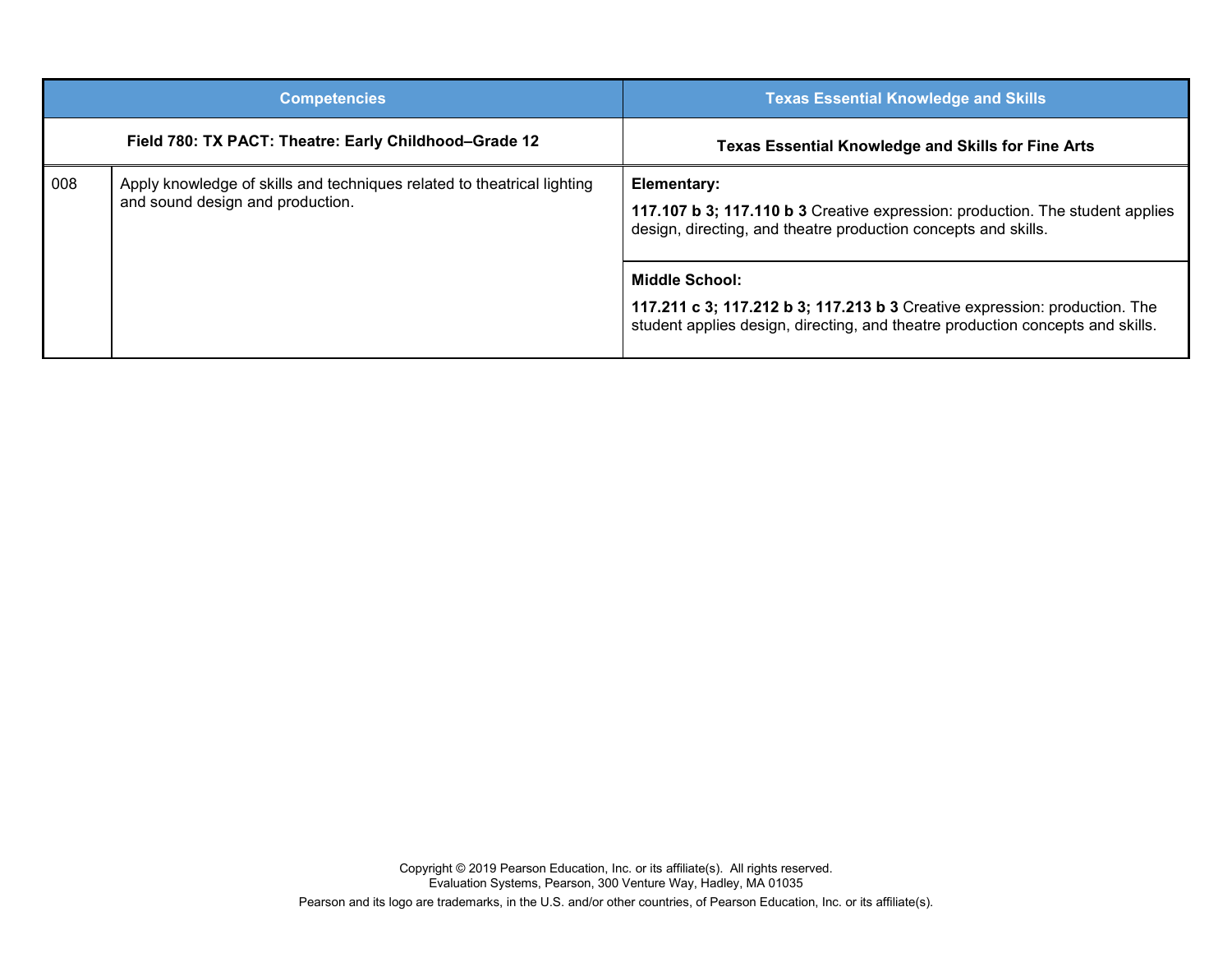| Competencies | | Texas Essential Knowledge and Skills |
|---|---|---|
| **Field 780: TX PACT: Theatre: Early Childhood–Grade 12** | | **Texas Essential Knowledge and Skills for Fine Arts** |
| 008 | Apply knowledge of skills and techniques related to theatrical lighting and sound design and production. | **Elementary:**<br>**117.107 b 3; 117.110 b 3** Creative expression: production. The student applies design, directing, and theatre production concepts and skills. |
| | | **Middle School:**<br>**117.211 c 3; 117.212 b 3; 117.213 b 3** Creative expression: production. The student applies design, directing, and theatre production concepts and skills. |

Copyright © 2019 Pearson Education, Inc. or its affiliate(s). All rights reserved.
Evaluation Systems, Pearson, 300 Venture Way, Hadley, MA 01035

Pearson and its logo are trademarks, in the U.S. and/or other countries, of Pearson Education, Inc. or its affiliate(s).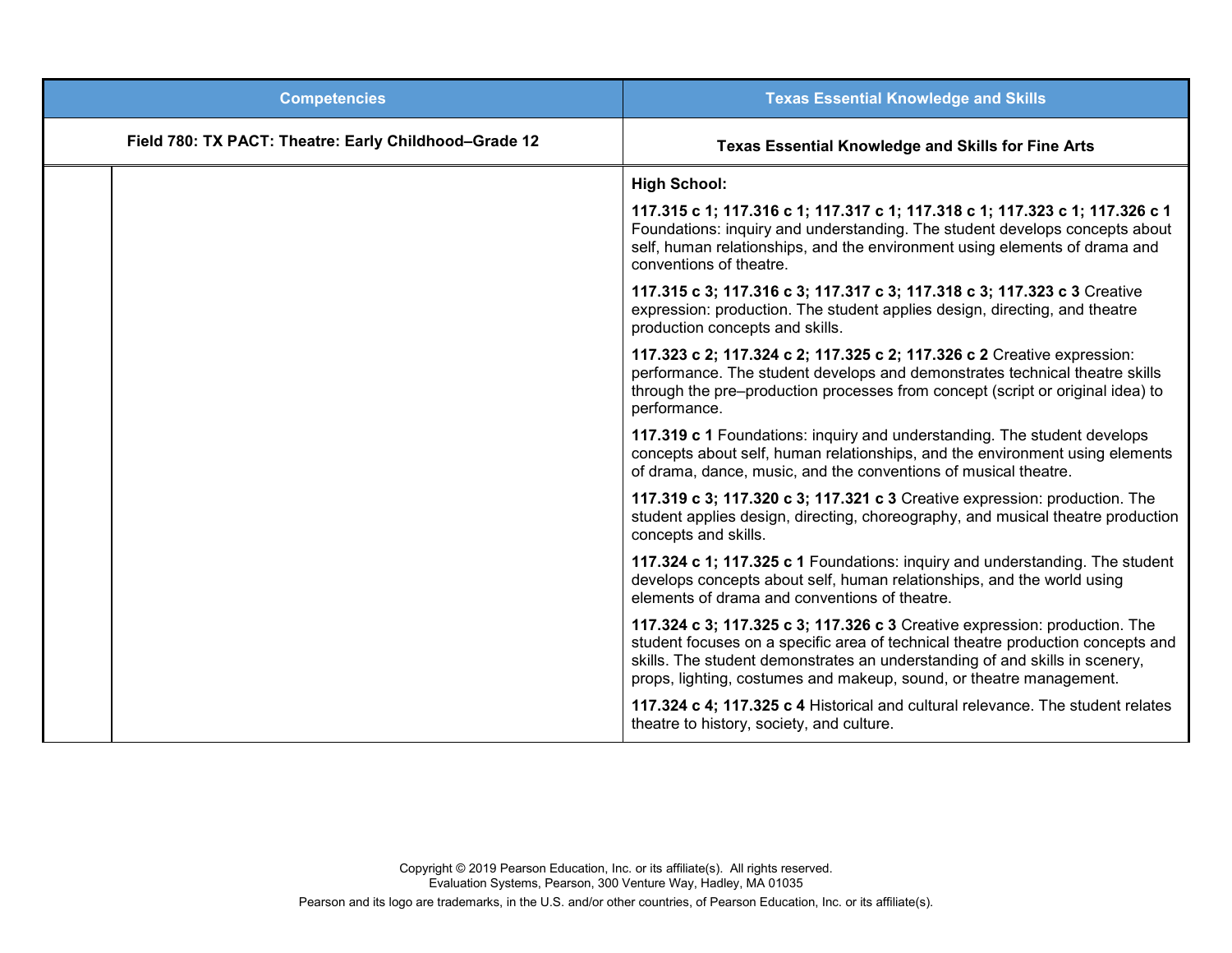| Competencies | | Texas Essential Knowledge and Skills |
|---|---|---|
| **Field 780: TX PACT: Theatre: Early Childhood–Grade 12** | | **Texas Essential Knowledge and Skills for Fine Arts** |
| | | **High School:**<br><br>**117.315 c 1; 117.316 c 1; 117.317 c 1; 117.318 c 1; 117.323 c 1; 117.326 c 1** Foundations: inquiry and understanding. The student develops concepts about self, human relationships, and the environment using elements of drama and conventions of theatre.<br><br>**117.315 c 3; 117.316 c 3; 117.317 c 3; 117.318 c 3; 117.323 c 3** Creative expression: production. The student applies design, directing, and theatre production concepts and skills.<br><br>**117.323 c 2; 117.324 c 2; 117.325 c 2; 117.326 c 2** Creative expression: performance. The student develops and demonstrates technical theatre skills through the pre–production processes from concept (script or original idea) to performance.<br><br>**117.319 c 1** Foundations: inquiry and understanding. The student develops concepts about self, human relationships, and the environment using elements of drama, dance, music, and the conventions of musical theatre.<br><br>**117.319 c 3; 117.320 c 3; 117.321 c 3** Creative expression: production. The student applies design, directing, choreography, and musical theatre production concepts and skills.<br><br>**117.324 c 1; 117.325 c 1** Foundations: inquiry and understanding. The student develops concepts about self, human relationships, and the world using elements of drama and conventions of theatre.<br><br>**117.324 c 3; 117.325 c 3; 117.326 c 3** Creative expression: production. The student focuses on a specific area of technical theatre production concepts and skills. The student demonstrates an understanding of and skills in scenery, props, lighting, costumes and makeup, sound, or theatre management.<br><br>**117.324 c 4; 117.325 c 4** Historical and cultural relevance. The student relates theatre to history, society, and culture. |

Copyright © 2019 Pearson Education, Inc. or its affiliate(s). All rights reserved.
Evaluation Systems, Pearson, 300 Venture Way, Hadley, MA 01035

Pearson and its logo are trademarks, in the U.S. and/or other countries, of Pearson Education, Inc. or its affiliate(s).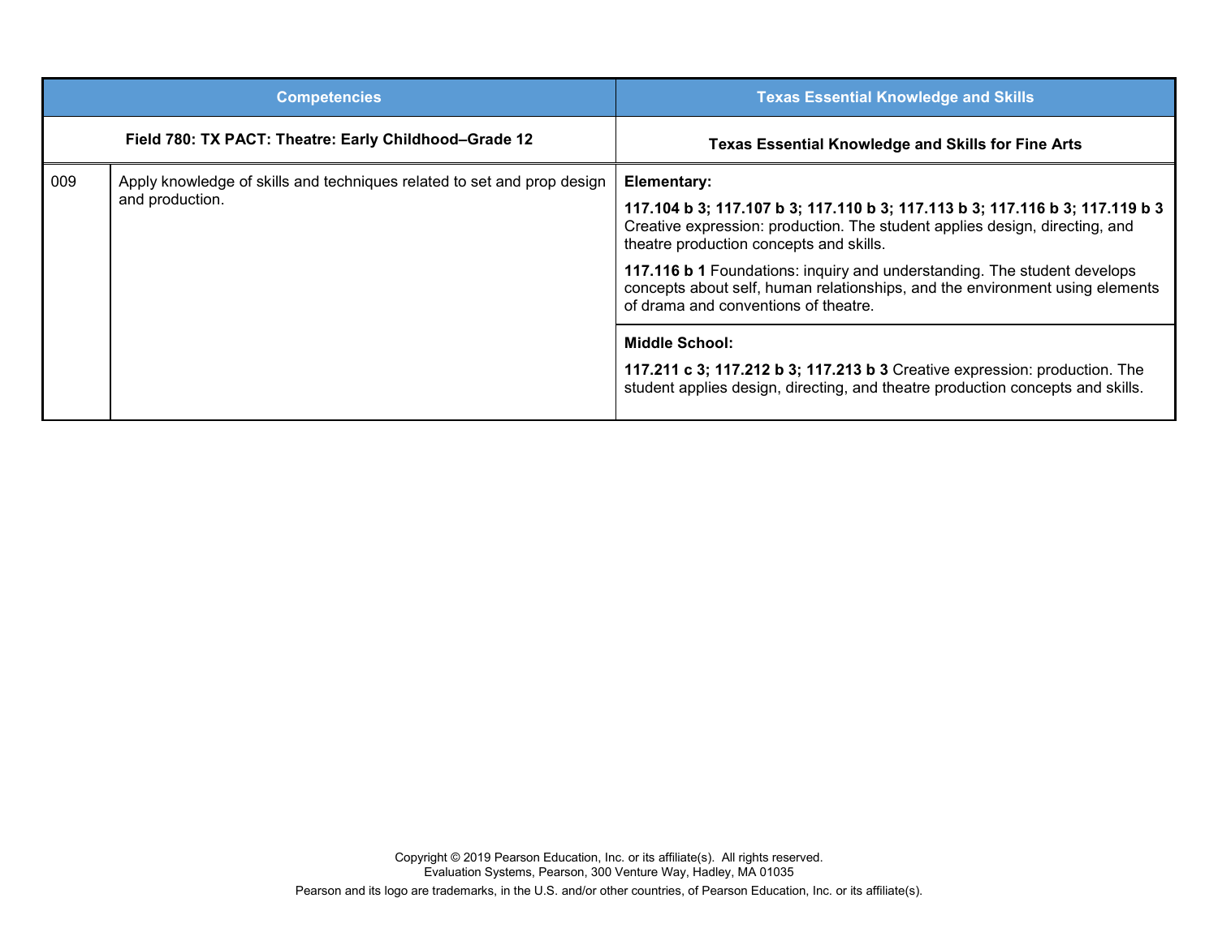| Competencies | | Texas Essential Knowledge and Skills |
|---|---|---|
| **Field 780: TX PACT: Theatre: Early Childhood–Grade 12** | | **Texas Essential Knowledge and Skills for Fine Arts** |
| 009 | Apply knowledge of skills and techniques related to set and prop design and production. | **Elementary:**<br><br>**117.104 b 3; 117.107 b 3; 117.110 b 3; 117.113 b 3; 117.116 b 3; 117.119 b 3** Creative expression: production. The student applies design, directing, and theatre production concepts and skills.<br><br>**117.116 b 1** Foundations: inquiry and understanding. The student develops concepts about self, human relationships, and the environment using elements of drama and conventions of theatre. |
| | | **Middle School:**<br><br>**117.211 c 3; 117.212 b 3; 117.213 b 3** Creative expression: production. The student applies design, directing, and theatre production concepts and skills. |

Copyright © 2019 Pearson Education, Inc. or its affiliate(s). All rights reserved.
Evaluation Systems, Pearson, 300 Venture Way, Hadley, MA 01035

Pearson and its logo are trademarks, in the U.S. and/or other countries, of Pearson Education, Inc. or its affiliate(s).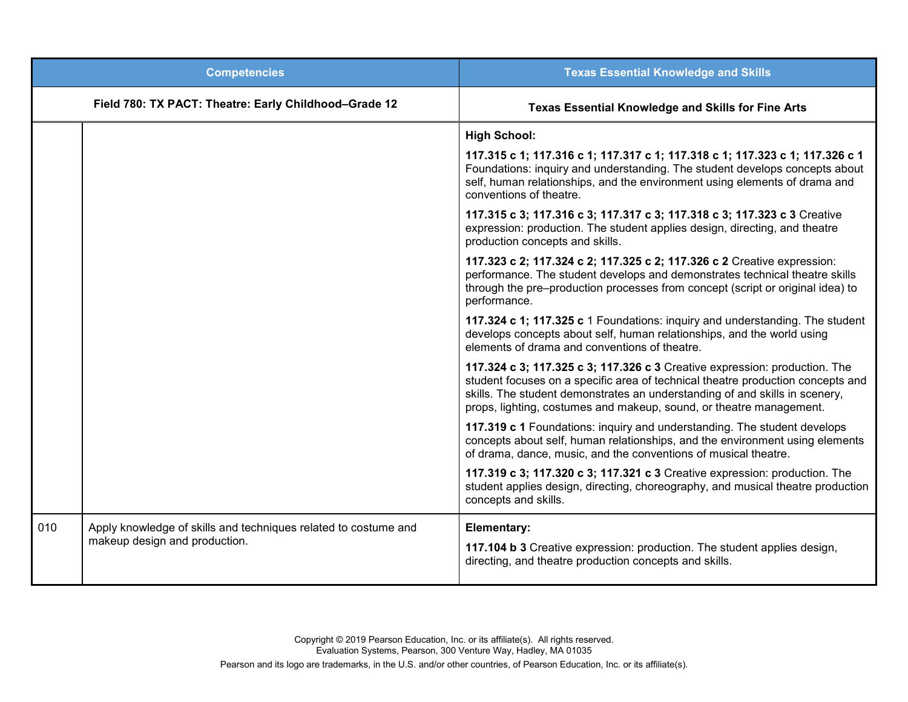| Competencies | | Texas Essential Knowledge and Skills |
|---|---|---|
| **Field 780: TX PACT: Theatre: Early Childhood–Grade 12** | | **Texas Essential Knowledge and Skills for Fine Arts** |
| | | **High School:**<br><br>**117.315 c 1; 117.316 c 1; 117.317 c 1; 117.318 c 1; 117.323 c 1; 117.326 c 1** Foundations: inquiry and understanding. The student develops concepts about self, human relationships, and the environment using elements of drama and conventions of theatre.<br><br>**117.315 c 3; 117.316 c 3; 117.317 c 3; 117.318 c 3; 117.323 c 3** Creative expression: production. The student applies design, directing, and theatre production concepts and skills.<br><br>**117.323 c 2; 117.324 c 2; 117.325 c 2; 117.326 c 2** Creative expression: performance. The student develops and demonstrates technical theatre skills through the pre–production processes from concept (script or original idea) to performance.<br><br>**117.324 c 1; 117.325 c** 1 Foundations: inquiry and understanding. The student develops concepts about self, human relationships, and the world using elements of drama and conventions of theatre.<br><br>**117.324 c 3; 117.325 c 3; 117.326 c 3** Creative expression: production. The student focuses on a specific area of technical theatre production concepts and skills. The student demonstrates an understanding of and skills in scenery, props, lighting, costumes and makeup, sound, or theatre management.<br><br>**117.319 c 1** Foundations: inquiry and understanding. The student develops concepts about self, human relationships, and the environment using elements of drama, dance, music, and the conventions of musical theatre.<br><br>**117.319 c 3; 117.320 c 3; 117.321 c 3** Creative expression: production. The student applies design, directing, choreography, and musical theatre production concepts and skills. |
| 010 | Apply knowledge of skills and techniques related to costume and makeup design and production. | **Elementary:**<br><br>**117.104 b 3** Creative expression: production. The student applies design, directing, and theatre production concepts and skills. |

Copyright © 2019 Pearson Education, Inc. or its affiliate(s). All rights reserved.
Evaluation Systems, Pearson, 300 Venture Way, Hadley, MA 01035

Pearson and its logo are trademarks, in the U.S. and/or other countries, of Pearson Education, Inc. or its affiliate(s).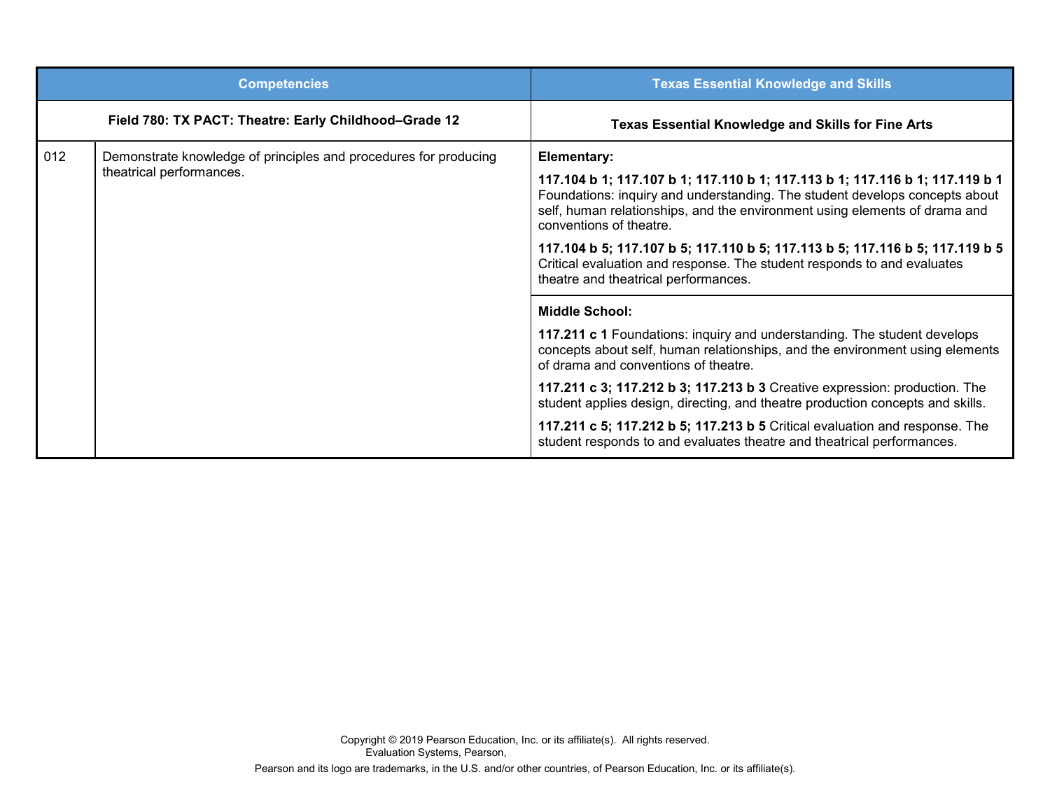| Competencies | | Texas Essential Knowledge and Skills |
|---|---|---|
| **Field 780: TX PACT: Theatre: Early Childhood–Grade 12** | | **Texas Essential Knowledge and Skills for Fine Arts** |
| 012 | Demonstrate knowledge of principles and procedures for producing theatrical performances. | **Elementary:**<br><br>**117.104 b 1; 117.107 b 1; 117.110 b 1; 117.113 b 1; 117.116 b 1; 117.119 b 1** Foundations: inquiry and understanding. The student develops concepts about self, human relationships, and the environment using elements of drama and conventions of theatre.<br><br>**117.104 b 5; 117.107 b 5; 117.110 b 5; 117.113 b 5; 117.116 b 5; 117.119 b 5** Critical evaluation and response. The student responds to and evaluates theatre and theatrical performances. |
| | | **Middle School:**<br><br>**117.211 c 1** Foundations: inquiry and understanding. The student develops concepts about self, human relationships, and the environment using elements of drama and conventions of theatre.<br><br>**117.211 c 3; 117.212 b 3; 117.213 b 3** Creative expression: production. The student applies design, directing, and theatre production concepts and skills.<br><br>**117.211 c 5; 117.212 b 5; 117.213 b 5** Critical evaluation and response. The student responds to and evaluates theatre and theatrical performances. |

Copyright © 2019 Pearson Education, Inc. or its affiliate(s). All rights reserved.
Evaluation Systems, Pearson,

Pearson and its logo are trademarks, in the U.S. and/or other countries, of Pearson Education, Inc. or its affiliate(s).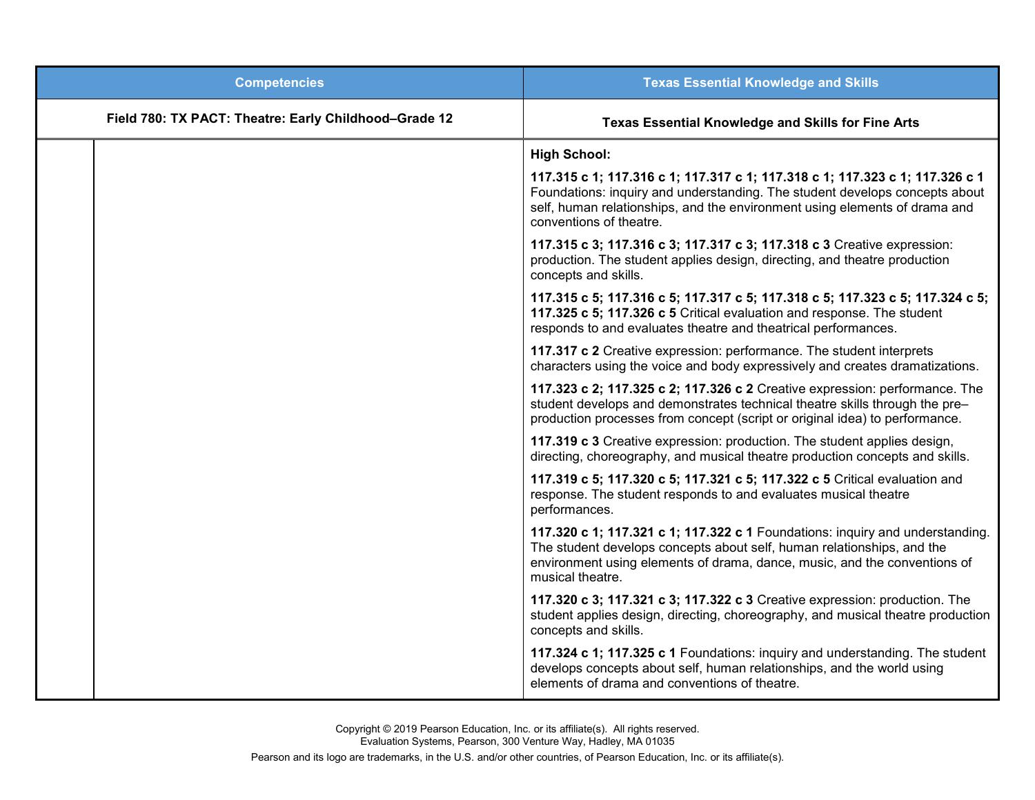| Competencies | | Texas Essential Knowledge and Skills |
|---|---|---|
| **Field 780: TX PACT: Theatre: Early Childhood–Grade 12** | | **Texas Essential Knowledge and Skills for Fine Arts** |
| | | **High School:**<br><br>**117.315 c 1; 117.316 c 1; 117.317 c 1; 117.318 c 1; 117.323 c 1; 117.326 c 1** Foundations: inquiry and understanding. The student develops concepts about self, human relationships, and the environment using elements of drama and conventions of theatre.<br><br>**117.315 c 3; 117.316 c 3; 117.317 c 3; 117.318 c 3** Creative expression: production. The student applies design, directing, and theatre production concepts and skills.<br><br>**117.315 c 5; 117.316 c 5; 117.317 c 5; 117.318 c 5; 117.323 c 5; 117.324 c 5; 117.325 c 5; 117.326 c 5** Critical evaluation and response. The student responds to and evaluates theatre and theatrical performances.<br><br>**117.317 c 2** Creative expression: performance. The student interprets characters using the voice and body expressively and creates dramatizations.<br><br>**117.323 c 2; 117.325 c 2; 117.326 c 2** Creative expression: performance. The student develops and demonstrates technical theatre skills through the pre–production processes from concept (script or original idea) to performance.<br><br>**117.319 c 3** Creative expression: production. The student applies design, directing, choreography, and musical theatre production concepts and skills.<br><br>**117.319 c 5; 117.320 c 5; 117.321 c 5; 117.322 c 5** Critical evaluation and response. The student responds to and evaluates musical theatre performances.<br><br>**117.320 c 1; 117.321 c 1; 117.322 c 1** Foundations: inquiry and understanding. The student develops concepts about self, human relationships, and the environment using elements of drama, dance, music, and the conventions of musical theatre.<br><br>**117.320 c 3; 117.321 c 3; 117.322 c 3** Creative expression: production. The student applies design, directing, choreography, and musical theatre production concepts and skills.<br><br>**117.324 c 1; 117.325 c 1** Foundations: inquiry and understanding. The student develops concepts about self, human relationships, and the world using elements of drama and conventions of theatre. |

Copyright © 2019 Pearson Education, Inc. or its affiliate(s). All rights reserved.
Evaluation Systems, Pearson, 300 Venture Way, Hadley, MA 01035

Pearson and its logo are trademarks, in the U.S. and/or other countries, of Pearson Education, Inc. or its affiliate(s).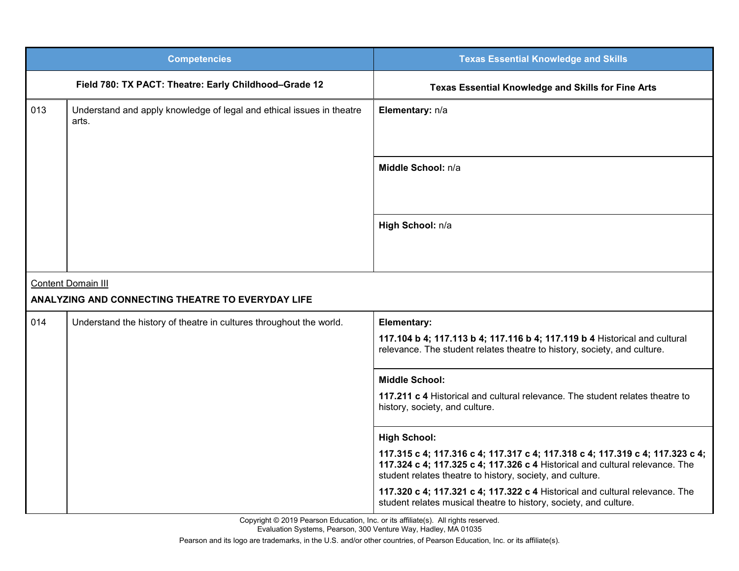| Competencies | | Texas Essential Knowledge and Skills |
|---|---|---|
| **Field 780: TX PACT: Theatre: Early Childhood–Grade 12** | | **Texas Essential Knowledge and Skills for Fine Arts** |
| 013 | Understand and apply knowledge of legal and ethical issues in theatre arts. | **Elementary:** n/a |
| | | **Middle School:** n/a |
| | | **High School:** n/a |
| Content Domain III<br>**ANALYZING AND CONNECTING THEATRE TO EVERYDAY LIFE** | | |
| 014 | Understand the history of theatre in cultures throughout the world. | **Elementary:**<br>**117.104 b 4; 117.113 b 4; 117.116 b 4; 117.119 b 4** Historical and cultural relevance. The student relates theatre to history, society, and culture. |
| | | **Middle School:**<br>**117.211 c 4** Historical and cultural relevance. The student relates theatre to history, society, and culture. |
| | | **High School:**<br>**117.315 c 4; 117.316 c 4; 117.317 c 4; 117.318 c 4; 117.319 c 4; 117.323 c 4; 117.324 c 4; 117.325 c 4; 117.326 c 4** Historical and cultural relevance. The student relates theatre to history, society, and culture.<br>**117.320 c 4; 117.321 c 4; 117.322 c 4** Historical and cultural relevance. The student relates musical theatre to history, society, and culture. |

Copyright © 2019 Pearson Education, Inc. or its affiliate(s). All rights reserved.
Evaluation Systems, Pearson, 300 Venture Way, Hadley, MA 01035

Pearson and its logo are trademarks, in the U.S. and/or other countries, of Pearson Education, Inc. or its affiliate(s).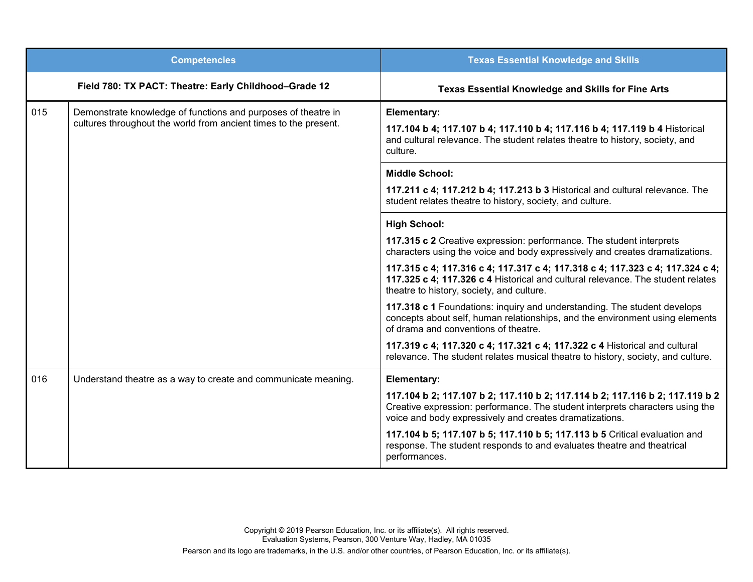| Competencies | | Texas Essential Knowledge and Skills |
|---|---|---|
| **Field 780: TX PACT: Theatre: Early Childhood–Grade 12** | | **Texas Essential Knowledge and Skills for Fine Arts** |
| 015 | Demonstrate knowledge of functions and purposes of theatre in cultures throughout the world from ancient times to the present. | **Elementary:**<br><br>**117.104 b 4; 117.107 b 4; 117.110 b 4; 117.116 b 4; 117.119 b 4** Historical and cultural relevance. The student relates theatre to history, society, and culture. |
| | | **Middle School:**<br><br>**117.211 c 4; 117.212 b 4; 117.213 b 3** Historical and cultural relevance. The student relates theatre to history, society, and culture. |
| | | **High School:**<br><br>**117.315 c 2** Creative expression: performance. The student interprets characters using the voice and body expressively and creates dramatizations.<br><br>**117.315 c 4; 117.316 c 4; 117.317 c 4; 117.318 c 4; 117.323 c 4; 117.324 c 4; 117.325 c 4; 117.326 c 4** Historical and cultural relevance. The student relates theatre to history, society, and culture.<br><br>**117.318 c 1** Foundations: inquiry and understanding. The student develops concepts about self, human relationships, and the environment using elements of drama and conventions of theatre.<br><br>**117.319 c 4; 117.320 c 4; 117.321 c 4; 117.322 c 4** Historical and cultural relevance. The student relates musical theatre to history, society, and culture. |
| 016 | Understand theatre as a way to create and communicate meaning. | **Elementary:**<br><br>**117.104 b 2; 117.107 b 2; 117.110 b 2; 117.114 b 2; 117.116 b 2; 117.119 b 2** Creative expression: performance. The student interprets characters using the voice and body expressively and creates dramatizations.<br><br>**117.104 b 5; 117.107 b 5; 117.110 b 5; 117.113 b 5** Critical evaluation and response. The student responds to and evaluates theatre and theatrical performances. |

Copyright © 2019 Pearson Education, Inc. or its affiliate(s). All rights reserved.
Evaluation Systems, Pearson, 300 Venture Way, Hadley, MA 01035

Pearson and its logo are trademarks, in the U.S. and/or other countries, of Pearson Education, Inc. or its affiliate(s).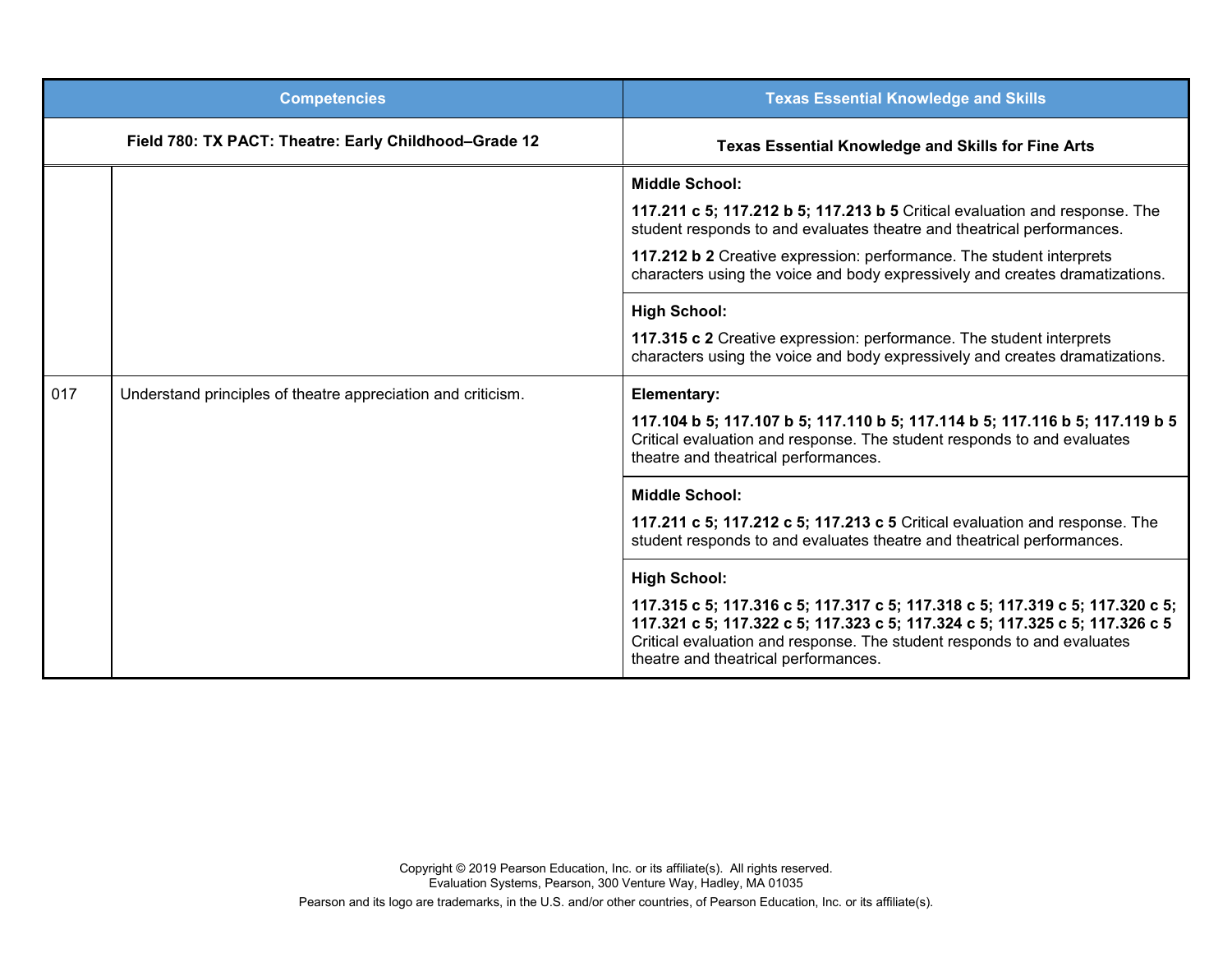| Competencies | | Texas Essential Knowledge and Skills |
|---|---|---|
| **Field 780: TX PACT: Theatre: Early Childhood–Grade 12** | | **Texas Essential Knowledge and Skills for Fine Arts** |
| | | **Middle School:**<br>**117.211 c 5; 117.212 b 5; 117.213 b 5** Critical evaluation and response. The student responds to and evaluates theatre and theatrical performances.<br>**117.212 b 2** Creative expression: performance. The student interprets characters using the voice and body expressively and creates dramatizations. |
| | | **High School:**<br>**117.315 c 2** Creative expression: performance. The student interprets characters using the voice and body expressively and creates dramatizations. |
| 017 | Understand principles of theatre appreciation and criticism. | **Elementary:**<br>**117.104 b 5; 117.107 b 5; 117.110 b 5; 117.114 b 5; 117.116 b 5; 117.119 b 5** Critical evaluation and response. The student responds to and evaluates theatre and theatrical performances. |
| | | **Middle School:**<br>**117.211 c 5; 117.212 c 5; 117.213 c 5** Critical evaluation and response. The student responds to and evaluates theatre and theatrical performances. |
| | | **High School:**<br>**117.315 c 5; 117.316 c 5; 117.317 c 5; 117.318 c 5; 117.319 c 5; 117.320 c 5; 117.321 c 5; 117.322 c 5; 117.323 c 5; 117.324 c 5; 117.325 c 5; 117.326 c 5** Critical evaluation and response. The student responds to and evaluates theatre and theatrical performances. |

Copyright © 2019 Pearson Education, Inc. or its affiliate(s). All rights reserved.
Evaluation Systems, Pearson, 300 Venture Way, Hadley, MA 01035

Pearson and its logo are trademarks, in the U.S. and/or other countries, of Pearson Education, Inc. or its affiliate(s).